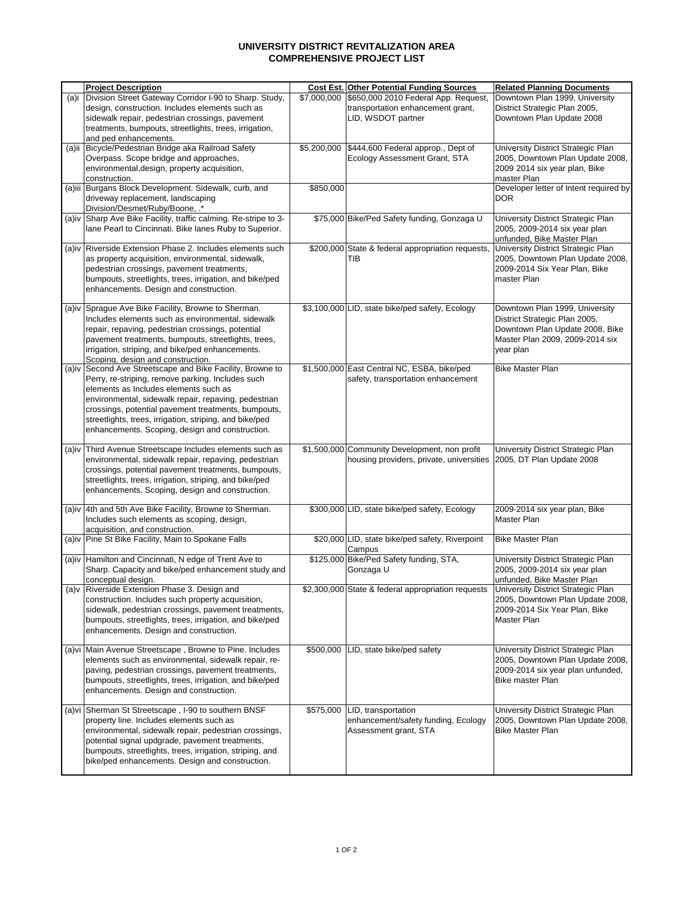# UNIVERSITY DISTRICT REVITALIZATION AREA
## COMPREHENSIVE PROJECT LIST

| | Project Description | Cost Est. | Other Potential Funding Sources | Related Planning Documents |
|---|---|---|---|---|
| (a)i | Division Street Gateway Corridor I-90 to Sharp. Study, design, construction. Includes elements such as sidewalk repair, pedestrian crossings, pavement treatments, bumpouts, streetlights, trees, irrigation, and ped enhancements. | $7,000,000 | $650,000 2010 Federal App. Request, transportation enhancement grant, LID, WSDOT partner | Downtown Plan 1999, University District Strategic Plan 2005, Downtown Plan Update 2008 |
| (a)ii | Bicycle/Pedestrian Bridge aka Railroad Safety Overpass. Scope bridge and approaches, environmental,design, property acquisition, construction. | $5,200,000 | $444,600 Federal approp., Dept of Ecology Assessment Grant, STA | University District Strategic Plan 2005, Downtown Plan Update 2008, 2009 2014 six year plan, Bike master Plan |
| (a)iii | Burgans Block Development. Sidewalk, curb, and driveway replacement, landscaping Division/Desmet/Ruby/Boone, .* | $850,000 | | Developer letter of Intent required by DOR |
| (a)iv | Sharp Ave Bike Facility, traffic calming. Re-stripe to 3-lane Pearl to Cincinnati. Bike lanes Ruby to Superior. | $75,000 | Bike/Ped Safety funding, Gonzaga U | University District Strategic Plan 2005, 2009-2014 six year plan unfunded, Bike Master Plan |
| (a)iv | Riverside Extension Phase 2. Includes elements such as property acquisition, environmental, sidewalk, pedestrian crossings, pavement treatments, bumpouts, streetlights, trees, irrigation, and bike/ped enhancements. Design and construction. | $200,000 | State & federal appropriation requests, TIB | University District Strategic Plan 2005, Downtown Plan Update 2008, 2009-2014 Six Year Plan, Bike master Plan |
| (a)iv | Sprague Ave Bike Facility, Browne to Sherman. Includes elements such as environmental, sidewalk repair, repaving, pedestrian crossings, potential pavement treatments, bumpouts, streetlights, trees, irrigation, striping, and bike/ped enhancements. Scoping, design and construction. | $3,100,000 | LID, state bike/ped safety, Ecology | Downtown Plan 1999, University District Strategic Plan 2005, Downtown Plan Update 2008, Bike Master Plan 2009, 2009-2014 six year plan |
| (a)iv | Second Ave Streetscape and Bike Facility, Browne to Perry, re-striping, remove parking. Includes such elements as Includes elements such as environmental, sidewalk repair, repaving, pedestrian crossings, potential pavement treatments, bumpouts, streetlights, trees, irrigation, striping, and bike/ped enhancements. Scoping, design and construction. | $1,500,000 | East Central NC, ESBA, bike/ped safety, transportation enhancement | Bike Master Plan |
| (a)iv | Third Avenue Streetscape Includes elements such as environmental, sidewalk repair, repaving, pedestrian crossings, potential pavement treatments, bumpouts, streetlights, trees, irrigation, striping, and bike/ped enhancements. Scoping, design and construction. | $1,500,000 | Community Development, non profit housing providers, private, universities | University District Strategic Plan 2005, DT Plan Update 2008 |
| (a)iv | 4th and 5th Ave Bike Facility, Browne to Sherman. Includes such elements as scoping, design, acquisition, and construction. | $300,000 | LID, state bike/ped safety, Ecology | 2009-2014 six year plan, Bike Master Plan |
| (a)iv | Pine St Bike Facility, Main to Spokane Falls | $20,000 | LID, state bike/ped safety, Riverpoint Campus | Bike Master Plan |
| (a)iv | Hamilton and Cincinnati, N edge of Trent Ave to Sharp. Capacity and bike/ped enhancement study and conceptual design. | $125,000 | Bike/Ped Safety funding, STA, Gonzaga U | University District Strategic Plan 2005, 2009-2014 six year plan unfunded, Bike Master Plan |
| (a)v | Riverside Extension Phase 3. Design and construction. Includes such property acquisition, sidewalk, pedestrian crossings, pavement treatments, bumpouts, streetlights, trees, irrigation, and bike/ped enhancements. Design and construction. | $2,300,000 | State & federal appropriation requests | University District Strategic Plan 2005, Downtown Plan Update 2008, 2009-2014 Six Year Plan, Bike Master Plan |
| (a)vi | Main Avenue Streetscape , Browne to Pine. Includes elements such as environmental, sidewalk repair, re-paving, pedestrian crossings, pavement treatments, bumpouts, streetlights, trees, irrigation, and bike/ped enhancements. Design and construction. | $500,000 | LID, state bike/ped safety | University District Strategic Plan 2005, Downtown Plan Update 2008, 2009-2014 six year plan unfunded, Bike master Plan |
| (a)vi | Sherman St Streetscape , I-90 to southern BNSF property line. Includes elements such as environmental, sidewalk repair, pedestrian crossings, potential signal updgrade, pavement treatments, bumpouts, streetlights, trees, irrigation, striping, and bike/ped enhancements. Design and construction. | $575,000 | LID, transportation enhancement/safety funding, Ecology Assessment grant, STA | University District Strategic Plan 2005, Downtown Plan Update 2008, Bike Master Plan |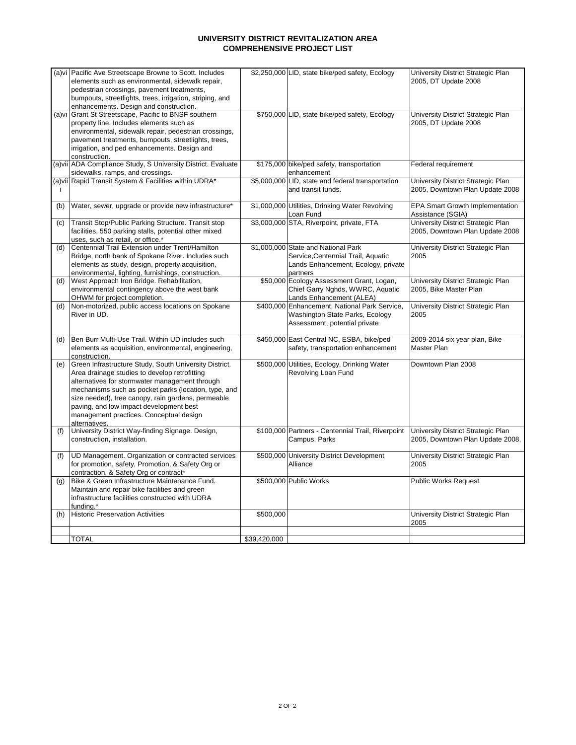# UNIVERSITY DISTRICT REVITALIZATION AREA
## COMPREHENSIVE PROJECT LIST

| | | | | |
|---|---|---|---|---|
| (a)vi | Pacific Ave Streetscape Browne to Scott. Includes elements such as environmental, sidewalk repair, pedestrian crossings, pavement treatments, bumpouts, streetlights, trees, irrigation, striping, and enhancements. Design and construction. | $2,250,000 | LID, state bike/ped safety, Ecology | University District Strategic Plan 2005, DT Update 2008 |
| (a)vi | Grant St Streetscape, Pacific to BNSF southern property line. Includes elements such as environmental, sidewalk repair, pedestrian crossings, pavement treatments, bumpouts, streetlights, trees, irrigation, and ped enhancements. Design and construction. | $750,000 | LID, state bike/ped safety, Ecology | University District Strategic Plan 2005, DT Update 2008 |
| (a)vii | ADA Compliance Study, S University District. Evaluate sidewalks, ramps, and crossings. | $175,000 | bike/ped safety, transportation enhancement | Federal requirement |
| (a)viii | Rapid Transit System & Facilities within UDRA* | $5,000,000 | LID, state and federal transportation and transit funds. | University District Strategic Plan 2005, Downtown Plan Update 2008 |
| (b) | Water, sewer, upgrade or provide new infrastructure* | $1,000,000 | Utilities, Drinking Water Revolving Loan Fund | EPA Smart Growth Implementation Assistance (SGIA) |
| (c) | Transit Stop/Public Parking Structure. Transit stop facilities, 550 parking stalls, potential other mixed uses, such as retail, or office.* | $3,000,000 | STA, Riverpoint, private, FTA | University District Strategic Plan 2005, Downtown Plan Update 2008 |
| (d) | Centennial Trail Extension under Trent/Hamilton Bridge, north bank of Spokane River. Includes such elements as study, design, property acquisition, environmental, lighting, furnishings, construction. | $1,000,000 | State and National Park Service,Centennial Trail, Aquatic Lands Enhancement, Ecology, private partners | University District Strategic Plan 2005 |
| (d) | West Approach Iron Bridge. Rehabilitation, environmental contingency above the west bank OHWM for project completion. | $50,000 | Ecology Assessment Grant, Logan, Chief Garry Nghds, WWRC, Aquatic Lands Enhancement (ALEA) | University District Strategic Plan 2005, Bike Master Plan |
| (d) | Non-motorized, public access locations on Spokane River in UD. | $400,000 | Enhancement, National Park Service, Washington State Parks, Ecology Assessment, potential private | University District Strategic Plan 2005 |
| (d) | Ben Burr Multi-Use Trail. Within UD includes such elements as acquisition, environmental, engineering, construction. | $450,000 | East Central NC, ESBA, bike/ped safety, transportation enhancement | 2009-2014 six year plan, Bike Master Plan |
| (e) | Green Infrastructure Study, South University District. Area drainage studies to develop retrofitting alternatives for stormwater management through mechanisms such as pocket parks (location, type, and size needed), tree canopy, rain gardens, permeable paving, and low impact development best management practices. Conceptual design alternatives. | $500,000 | Utilities, Ecology, Drinking Water Revolving Loan Fund | Downtown Plan 2008 |
| (f) | University District Way-finding Signage. Design, construction, installation. | $100,000 | Partners - Centennial Trail, Riverpoint Campus, Parks | University District Strategic Plan 2005, Downtown Plan Update 2008, |
| (f) | UD Management. Organization or contracted services for promotion, safety, Promotion, & Safety Org or contraction, & Safety Org or contract* | $500,000 | University District Development Alliance | University District Strategic Plan 2005 |
| (g) | Bike & Green Infrastructure Maintenance Fund. Maintain and repair bike facilities and green infrastructure facilities constructed with UDRA funding.* | $500,000 | Public Works | Public Works Request |
| (h) | Historic Preservation Activities | $500,000 | | University District Strategic Plan 2005 |
| | | | | |
| | TOTAL | $39,420,000 | | |